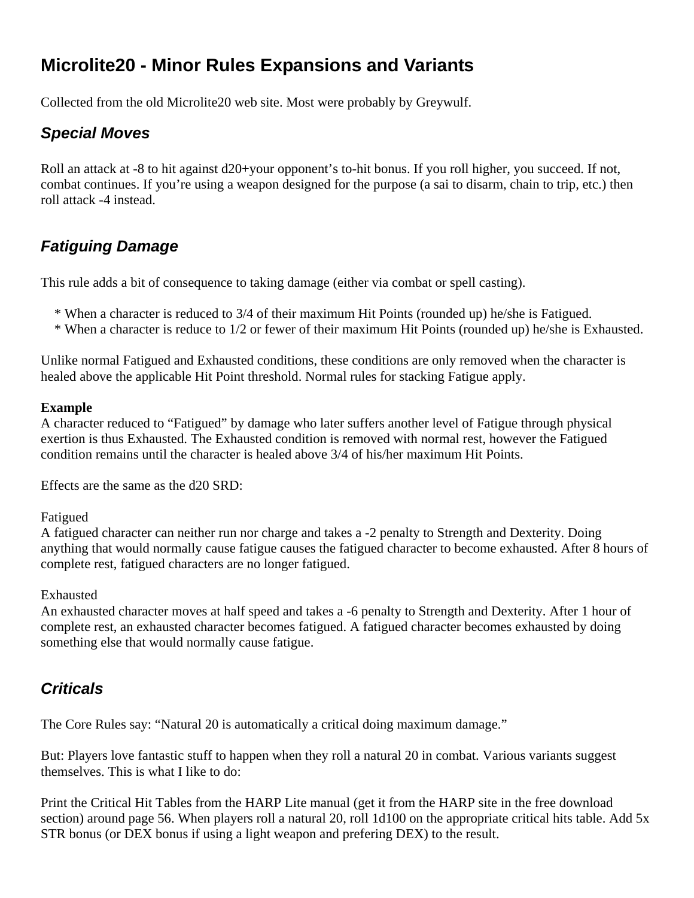# Microlite20 - Minor Rules Expansions and Variants

Collected from the old Microlite20 web site. Most were probably by Greywulf.

## *Special Moves*

Roll an attack at -8 to hit against d20+your opponent's to-hit bonus. If you roll higher, you succeed. If not, combat continues. If you're using a weapon designed for the purpose (a sai to disarm, chain to trip, etc.) then roll attack -4 instead.

## *Fatiguing Damage*

This rule adds a bit of consequence to taking damage (either via combat or spell casting).

* When a character is reduced to 3/4 of their maximum Hit Points (rounded up) he/she is Fatigued.
* When a character is reduce to 1/2 or fewer of their maximum Hit Points (rounded up) he/she is Exhausted.

Unlike normal Fatigued and Exhausted conditions, these conditions are only removed when the character is healed above the applicable Hit Point threshold. Normal rules for stacking Fatigue apply.

**Example**
A character reduced to "Fatigued" by damage who later suffers another level of Fatigue through physical exertion is thus Exhausted. The Exhausted condition is removed with normal rest, however the Fatigued condition remains until the character is healed above 3/4 of his/her maximum Hit Points.

Effects are the same as the d20 SRD:

Fatigued
A fatigued character can neither run nor charge and takes a -2 penalty to Strength and Dexterity. Doing anything that would normally cause fatigue causes the fatigued character to become exhausted. After 8 hours of complete rest, fatigued characters are no longer fatigued.

Exhausted
An exhausted character moves at half speed and takes a -6 penalty to Strength and Dexterity. After 1 hour of complete rest, an exhausted character becomes fatigued. A fatigued character becomes exhausted by doing something else that would normally cause fatigue.

## *Criticals*

The Core Rules say: "Natural 20 is automatically a critical doing maximum damage."

But: Players love fantastic stuff to happen when they roll a natural 20 in combat. Various variants suggest themselves. This is what I like to do:

Print the Critical Hit Tables from the HARP Lite manual (get it from the HARP site in the free download section) around page 56. When players roll a natural 20, roll 1d100 on the appropriate critical hits table. Add 5x STR bonus (or DEX bonus if using a light weapon and prefering DEX) to the result.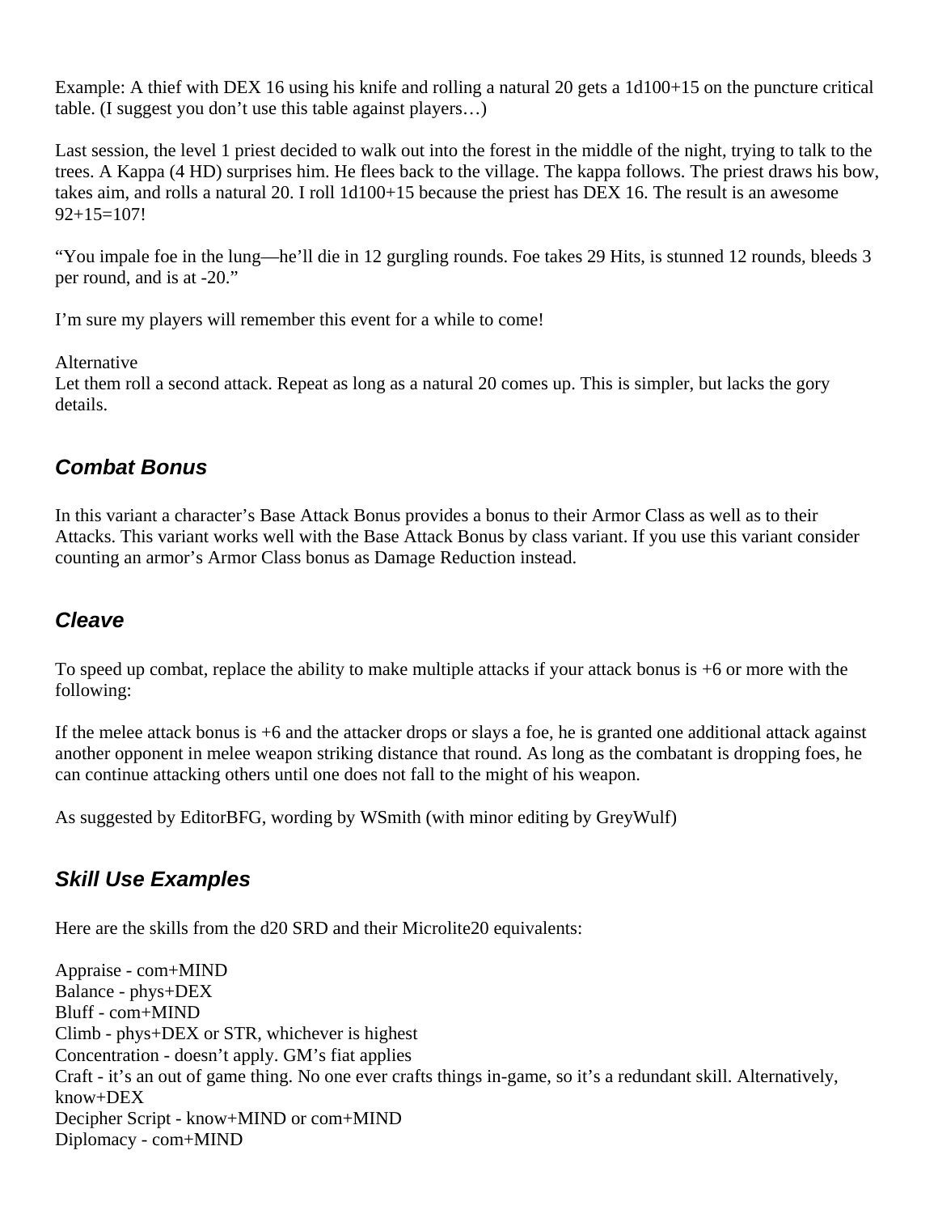Example: A thief with DEX 16 using his knife and rolling a natural 20 gets a 1d100+15 on the puncture critical table. (I suggest you don't use this table against players…)

Last session, the level 1 priest decided to walk out into the forest in the middle of the night, trying to talk to the trees. A Kappa (4 HD) surprises him. He flees back to the village. The kappa follows. The priest draws his bow, takes aim, and rolls a natural 20. I roll 1d100+15 because the priest has DEX 16. The result is an awesome 92+15=107!

"You impale foe in the lung—he'll die in 12 gurgling rounds. Foe takes 29 Hits, is stunned 12 rounds, bleeds 3 per round, and is at -20."

I'm sure my players will remember this event for a while to come!

Alternative
Let them roll a second attack. Repeat as long as a natural 20 comes up. This is simpler, but lacks the gory details.

### *Combat Bonus*

In this variant a character's Base Attack Bonus provides a bonus to their Armor Class as well as to their Attacks. This variant works well with the Base Attack Bonus by class variant. If you use this variant consider counting an armor's Armor Class bonus as Damage Reduction instead.

### *Cleave*

To speed up combat, replace the ability to make multiple attacks if your attack bonus is +6 or more with the following:

If the melee attack bonus is +6 and the attacker drops or slays a foe, he is granted one additional attack against another opponent in melee weapon striking distance that round. As long as the combatant is dropping foes, he can continue attacking others until one does not fall to the might of his weapon.

As suggested by EditorBFG, wording by WSmith (with minor editing by GreyWulf)

### *Skill Use Examples*

Here are the skills from the d20 SRD and their Microlite20 equivalents:

Appraise - com+MIND
Balance - phys+DEX
Bluff - com+MIND
Climb - phys+DEX or STR, whichever is highest
Concentration - doesn't apply. GM's fiat applies
Craft - it's an out of game thing. No one ever crafts things in-game, so it's a redundant skill. Alternatively, know+DEX
Decipher Script - know+MIND or com+MIND
Diplomacy - com+MIND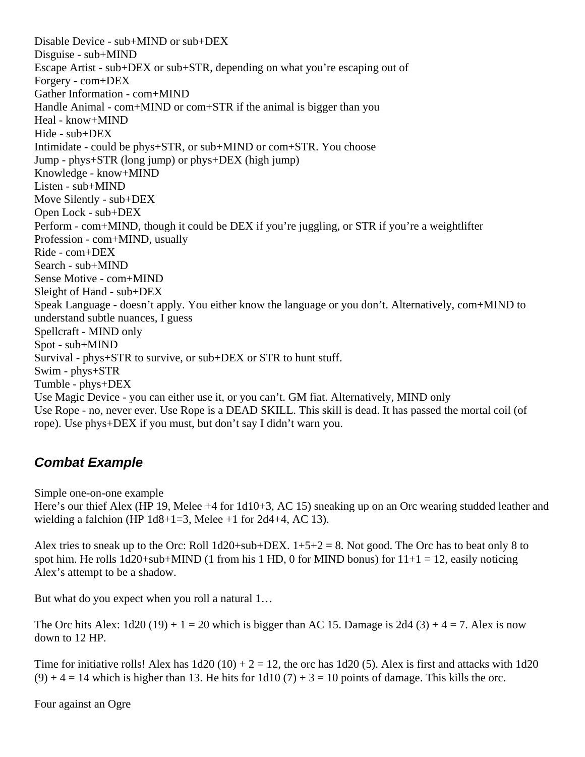Disable Device - sub+MIND or sub+DEX
Disguise - sub+MIND
Escape Artist - sub+DEX or sub+STR, depending on what you're escaping out of
Forgery - com+DEX
Gather Information - com+MIND
Handle Animal - com+MIND or com+STR if the animal is bigger than you
Heal - know+MIND
Hide - sub+DEX
Intimidate - could be phys+STR, or sub+MIND or com+STR. You choose
Jump - phys+STR (long jump) or phys+DEX (high jump)
Knowledge - know+MIND
Listen - sub+MIND
Move Silently - sub+DEX
Open Lock - sub+DEX
Perform - com+MIND, though it could be DEX if you're juggling, or STR if you're a weightlifter
Profession - com+MIND, usually
Ride - com+DEX
Search - sub+MIND
Sense Motive - com+MIND
Sleight of Hand - sub+DEX
Speak Language - doesn't apply. You either know the language or you don't. Alternatively, com+MIND to understand subtle nuances, I guess
Spellcraft - MIND only
Spot - sub+MIND
Survival - phys+STR to survive, or sub+DEX or STR to hunt stuff.
Swim - phys+STR
Tumble - phys+DEX
Use Magic Device - you can either use it, or you can't. GM fiat. Alternatively, MIND only
Use Rope - no, never ever. Use Rope is a DEAD SKILL. This skill is dead. It has passed the mortal coil (of rope). Use phys+DEX if you must, but don't say I didn't warn you.

## *Combat Example*

Simple one-on-one example
Here's our thief Alex (HP 19, Melee +4 for 1d10+3, AC 15) sneaking up on an Orc wearing studded leather and wielding a falchion (HP 1d8+1=3, Melee +1 for 2d4+4, AC 13).

Alex tries to sneak up to the Orc: Roll 1d20+sub+DEX. 1+5+2 = 8. Not good. The Orc has to beat only 8 to spot him. He rolls 1d20+sub+MIND (1 from his 1 HD, 0 for MIND bonus) for 11+1 = 12, easily noticing Alex's attempt to be a shadow.

But what do you expect when you roll a natural 1…

The Orc hits Alex: 1d20 (19) + 1 = 20 which is bigger than AC 15. Damage is 2d4 (3) + 4 = 7. Alex is now down to 12 HP.

Time for initiative rolls! Alex has 1d20 (10) + 2 = 12, the orc has 1d20 (5). Alex is first and attacks with 1d20 (9) + 4 = 14 which is higher than 13. He hits for 1d10 (7) + 3 = 10 points of damage. This kills the orc.

Four against an Ogre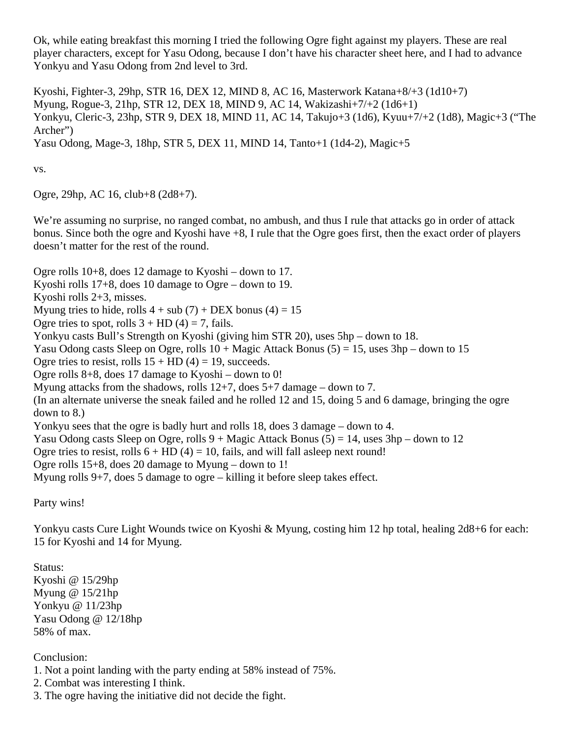Ok, while eating breakfast this morning I tried the following Ogre fight against my players. These are real player characters, except for Yasu Odong, because I don't have his character sheet here, and I had to advance Yonkyu and Yasu Odong from 2nd level to 3rd.

Kyoshi, Fighter-3, 29hp, STR 16, DEX 12, MIND 8, AC 16, Masterwork Katana+8/+3 (1d10+7)
Myung, Rogue-3, 21hp, STR 12, DEX 18, MIND 9, AC 14, Wakizashi+7/+2 (1d6+1)
Yonkyu, Cleric-3, 23hp, STR 9, DEX 18, MIND 11, AC 14, Takujo+3 (1d6), Kyuu+7/+2 (1d8), Magic+3 ("The Archer")
Yasu Odong, Mage-3, 18hp, STR 5, DEX 11, MIND 14, Tanto+1 (1d4-2), Magic+5

vs.

Ogre, 29hp, AC 16, club+8 (2d8+7).

We're assuming no surprise, no ranged combat, no ambush, and thus I rule that attacks go in order of attack bonus. Since both the ogre and Kyoshi have +8, I rule that the Ogre goes first, then the exact order of players doesn't matter for the rest of the round.

Ogre rolls 10+8, does 12 damage to Kyoshi – down to 17.
Kyoshi rolls 17+8, does 10 damage to Ogre – down to 19.
Kyoshi rolls 2+3, misses.
Myung tries to hide, rolls 4 + sub (7) + DEX bonus (4) = 15
Ogre tries to spot, rolls 3 + HD (4) = 7, fails.
Yonkyu casts Bull's Strength on Kyoshi (giving him STR 20), uses 5hp – down to 18.
Yasu Odong casts Sleep on Ogre, rolls 10 + Magic Attack Bonus (5) = 15, uses 3hp – down to 15
Ogre tries to resist, rolls 15 + HD (4) = 19, succeeds.
Ogre rolls 8+8, does 17 damage to Kyoshi – down to 0!
Myung attacks from the shadows, rolls 12+7, does 5+7 damage – down to 7.
(In an alternate universe the sneak failed and he rolled 12 and 15, doing 5 and 6 damage, bringing the ogre down to 8.)
Yonkyu sees that the ogre is badly hurt and rolls 18, does 3 damage – down to 4.
Yasu Odong casts Sleep on Ogre, rolls 9 + Magic Attack Bonus (5) = 14, uses 3hp – down to 12
Ogre tries to resist, rolls 6 + HD (4) = 10, fails, and will fall asleep next round!
Ogre rolls 15+8, does 20 damage to Myung – down to 1!
Myung rolls 9+7, does 5 damage to ogre – killing it before sleep takes effect.

Party wins!

Yonkyu casts Cure Light Wounds twice on Kyoshi & Myung, costing him 12 hp total, healing 2d8+6 for each: 15 for Kyoshi and 14 for Myung.

Status:
Kyoshi @ 15/29hp
Myung @ 15/21hp
Yonkyu @ 11/23hp
Yasu Odong @ 12/18hp
58% of max.

Conclusion:
1. Not a point landing with the party ending at 58% instead of 75%.
2. Combat was interesting I think.
3. The ogre having the initiative did not decide the fight.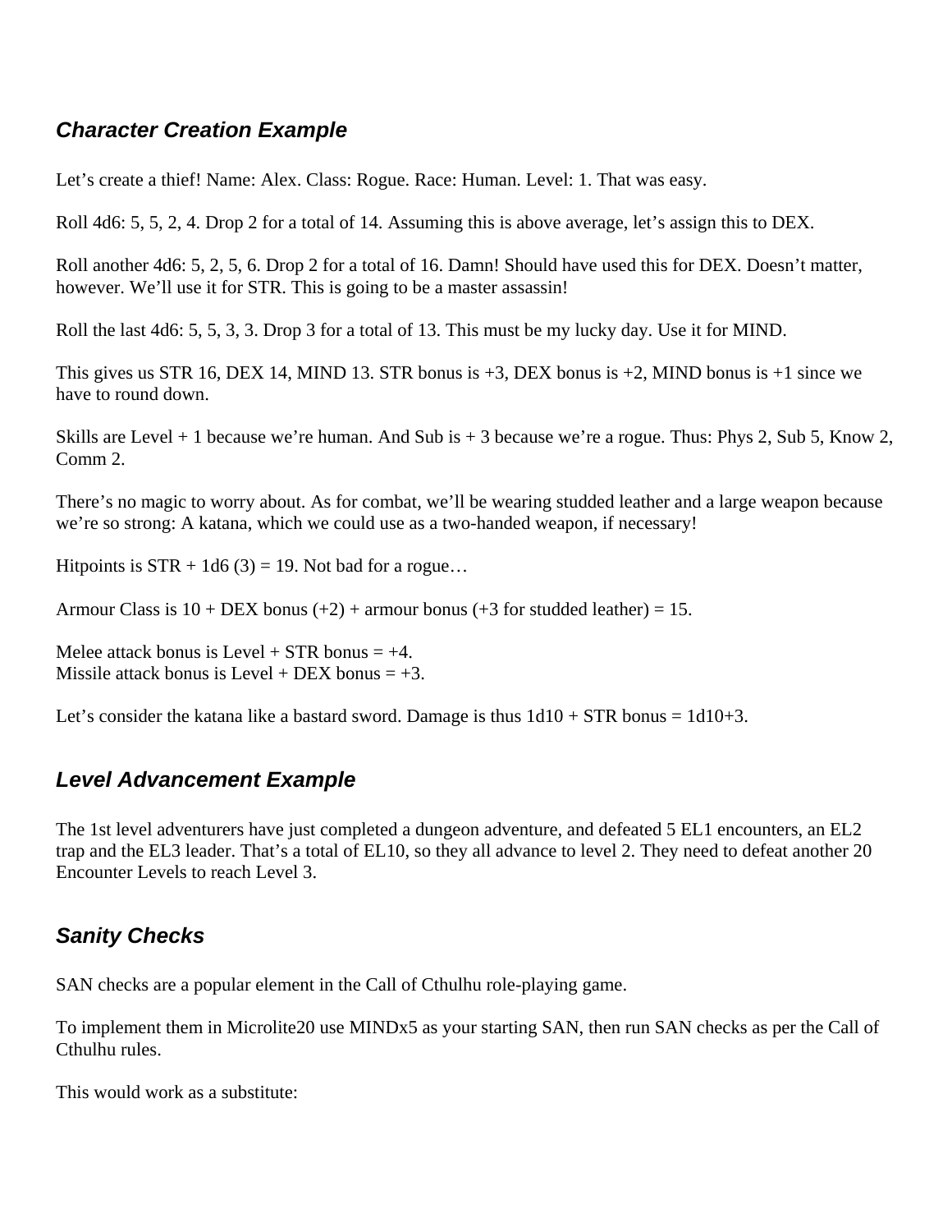## *Character Creation Example*

Let's create a thief! Name: Alex. Class: Rogue. Race: Human. Level: 1. That was easy.

Roll 4d6: 5, 5, 2, 4. Drop 2 for a total of 14. Assuming this is above average, let's assign this to DEX.

Roll another 4d6: 5, 2, 5, 6. Drop 2 for a total of 16. Damn! Should have used this for DEX. Doesn't matter, however. We'll use it for STR. This is going to be a master assassin!

Roll the last 4d6: 5, 5, 3, 3. Drop 3 for a total of 13. This must be my lucky day. Use it for MIND.

This gives us STR 16, DEX 14, MIND 13. STR bonus is +3, DEX bonus is +2, MIND bonus is +1 since we have to round down.

Skills are Level + 1 because we're human. And Sub is + 3 because we're a rogue. Thus: Phys 2, Sub 5, Know 2, Comm 2.

There's no magic to worry about. As for combat, we'll be wearing studded leather and a large weapon because we're so strong: A katana, which we could use as a two-handed weapon, if necessary!

Hitpoints is STR + 1d6 (3) = 19. Not bad for a rogue…

Armour Class is 10 + DEX bonus (+2) + armour bonus (+3 for studded leather) = 15.

Melee attack bonus is Level + STR bonus = +4.
Missile attack bonus is Level + DEX bonus = +3.

Let's consider the katana like a bastard sword. Damage is thus 1d10 + STR bonus = 1d10+3.

## *Level Advancement Example*

The 1st level adventurers have just completed a dungeon adventure, and defeated 5 EL1 encounters, an EL2 trap and the EL3 leader. That's a total of EL10, so they all advance to level 2. They need to defeat another 20 Encounter Levels to reach Level 3.

## *Sanity Checks*

SAN checks are a popular element in the Call of Cthulhu role-playing game.

To implement them in Microlite20 use MINDx5 as your starting SAN, then run SAN checks as per the Call of Cthulhu rules.

This would work as a substitute: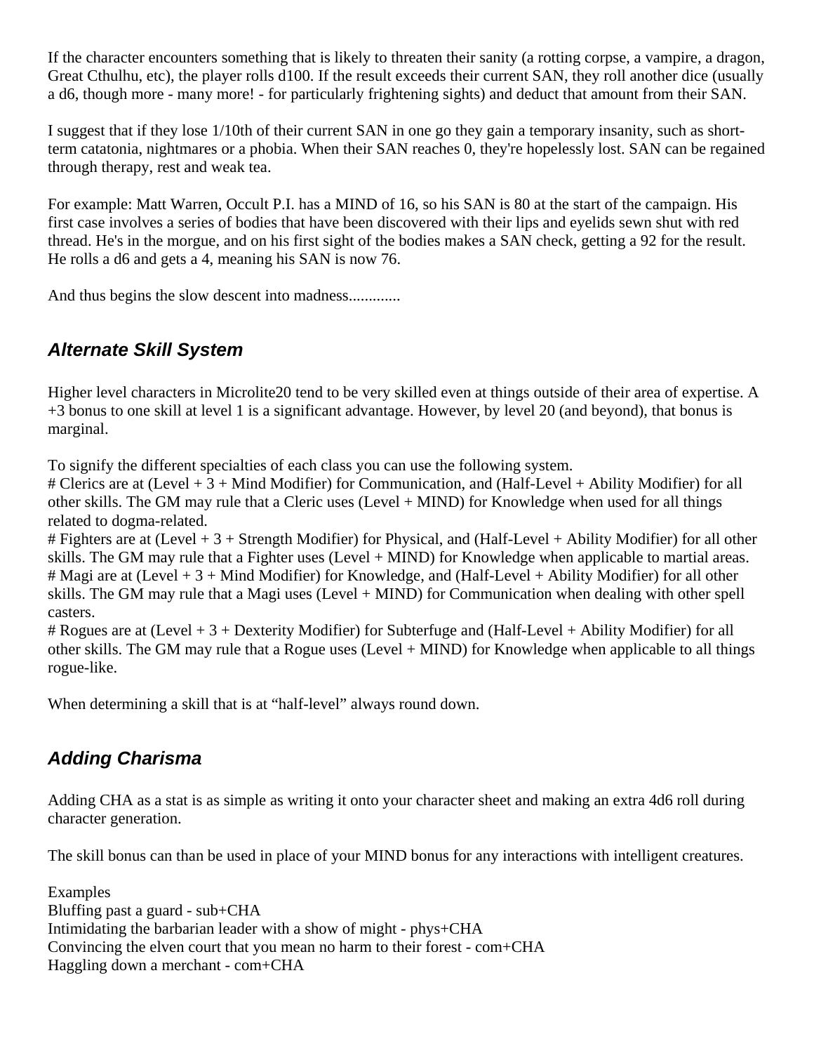If the character encounters something that is likely to threaten their sanity (a rotting corpse, a vampire, a dragon, Great Cthulhu, etc), the player rolls d100. If the result exceeds their current SAN, they roll another dice (usually a d6, though more - many more! - for particularly frightening sights) and deduct that amount from their SAN.

I suggest that if they lose 1/10th of their current SAN in one go they gain a temporary insanity, such as short-term catatonia, nightmares or a phobia. When their SAN reaches 0, they're hopelessly lost. SAN can be regained through therapy, rest and weak tea.

For example: Matt Warren, Occult P.I. has a MIND of 16, so his SAN is 80 at the start of the campaign. His first case involves a series of bodies that have been discovered with their lips and eyelids sewn shut with red thread. He's in the morgue, and on his first sight of the bodies makes a SAN check, getting a 92 for the result. He rolls a d6 and gets a 4, meaning his SAN is now 76.

And thus begins the slow descent into madness.............

## *Alternate Skill System*

Higher level characters in Microlite20 tend to be very skilled even at things outside of their area of expertise. A +3 bonus to one skill at level 1 is a significant advantage. However, by level 20 (and beyond), that bonus is marginal.

To signify the different specialties of each class you can use the following system.
# Clerics are at (Level + 3 + Mind Modifier) for Communication, and (Half-Level + Ability Modifier) for all other skills. The GM may rule that a Cleric uses (Level + MIND) for Knowledge when used for all things related to dogma-related.
# Fighters are at (Level + 3 + Strength Modifier) for Physical, and (Half-Level + Ability Modifier) for all other skills. The GM may rule that a Fighter uses (Level + MIND) for Knowledge when applicable to martial areas.
# Magi are at (Level + 3 + Mind Modifier) for Knowledge, and (Half-Level + Ability Modifier) for all other skills. The GM may rule that a Magi uses (Level + MIND) for Communication when dealing with other spell casters.
# Rogues are at (Level + 3 + Dexterity Modifier) for Subterfuge and (Half-Level + Ability Modifier) for all other skills. The GM may rule that a Rogue uses (Level + MIND) for Knowledge when applicable to all things rogue-like.

When determining a skill that is at “half-level” always round down.

## *Adding Charisma*

Adding CHA as a stat is as simple as writing it onto your character sheet and making an extra 4d6 roll during character generation.

The skill bonus can than be used in place of your MIND bonus for any interactions with intelligent creatures.

Examples
Bluffing past a guard - sub+CHA
Intimidating the barbarian leader with a show of might - phys+CHA
Convincing the elven court that you mean no harm to their forest - com+CHA
Haggling down a merchant - com+CHA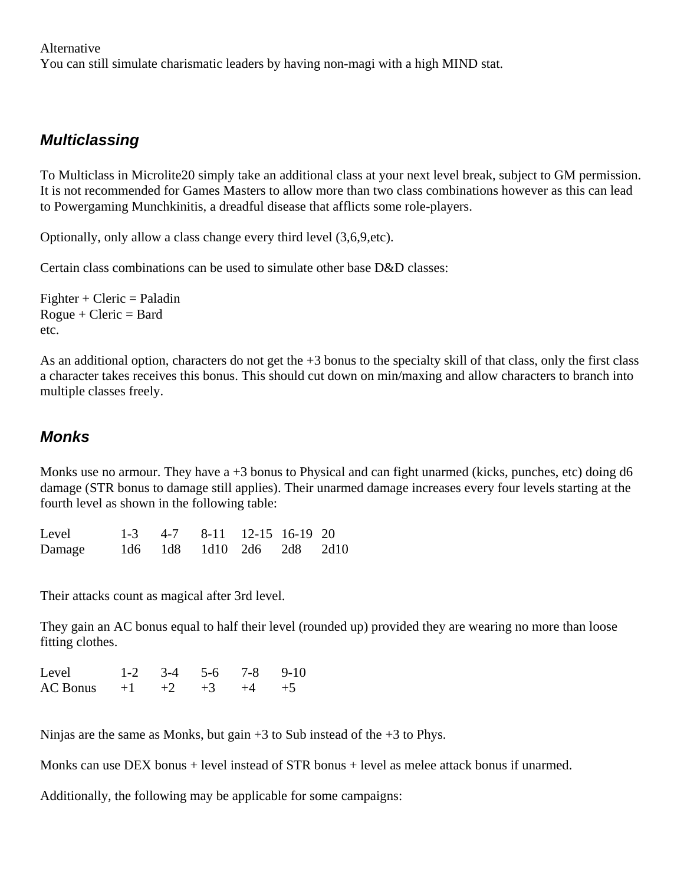Alternative
You can still simulate charismatic leaders by having non-magi with a high MIND stat.

## *Multiclassing*

To Multiclass in Microlite20 simply take an additional class at your next level break, subject to GM permission. It is not recommended for Games Masters to allow more than two class combinations however as this can lead to Powergaming Munchkinitis, a dreadful disease that afflicts some role-players.

Optionally, only allow a class change every third level (3,6,9,etc).

Certain class combinations can be used to simulate other base D&D classes:

Fighter + Cleric = Paladin
Rogue + Cleric = Bard
etc.

As an additional option, characters do not get the +3 bonus to the specialty skill of that class, only the first class a character takes receives this bonus. This should cut down on min/maxing and allow characters to branch into multiple classes freely.

## *Monks*

Monks use no armour. They have a +3 bonus to Physical and can fight unarmed (kicks, punches, etc) doing d6 damage (STR bonus to damage still applies). Their unarmed damage increases every four levels starting at the fourth level as shown in the following table:

| Level | 1-3 | 4-7 | 8-11 | 12-15 | 16-19 | 20 |
|---|---|---|---|---|---|---|
| Damage | 1d6 | 1d8 | 1d10 | 2d6 | 2d8 | 2d10 |

Their attacks count as magical after 3rd level.

They gain an AC bonus equal to half their level (rounded up) provided they are wearing no more than loose fitting clothes.

| Level | 1-2 | 3-4 | 5-6 | 7-8 | 9-10 |
|---|---|---|---|---|---|
| AC Bonus | +1 | +2 | +3 | +4 | +5 |

Ninjas are the same as Monks, but gain +3 to Sub instead of the +3 to Phys.

Monks can use DEX bonus + level instead of STR bonus + level as melee attack bonus if unarmed.

Additionally, the following may be applicable for some campaigns: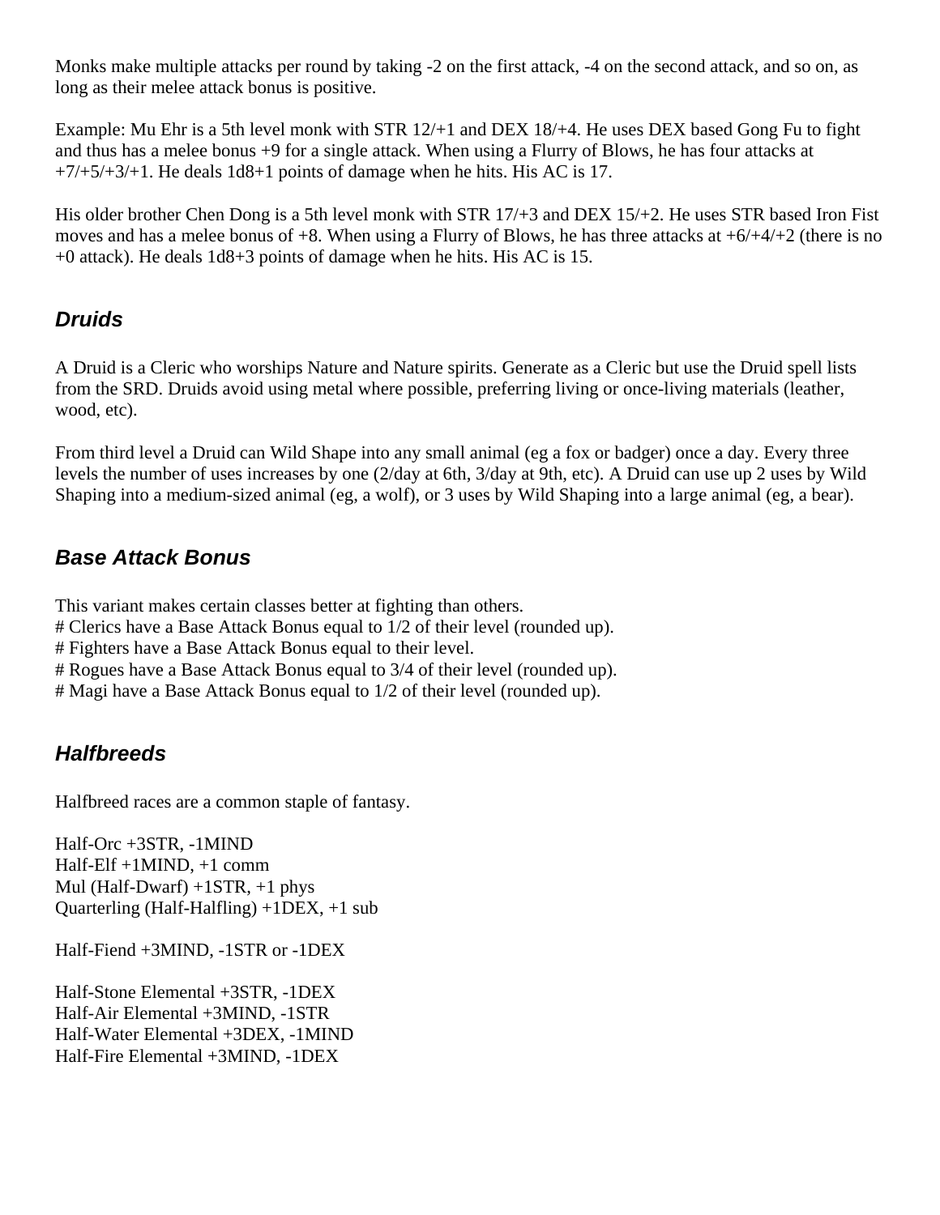Monks make multiple attacks per round by taking -2 on the first attack, -4 on the second attack, and so on, as long as their melee attack bonus is positive.

Example: Mu Ehr is a 5th level monk with STR 12/+1 and DEX 18/+4. He uses DEX based Gong Fu to fight and thus has a melee bonus +9 for a single attack. When using a Flurry of Blows, he has four attacks at +7/+5/+3/+1. He deals 1d8+1 points of damage when he hits. His AC is 17.

His older brother Chen Dong is a 5th level monk with STR 17/+3 and DEX 15/+2. He uses STR based Iron Fist moves and has a melee bonus of +8. When using a Flurry of Blows, he has three attacks at +6/+4/+2 (there is no +0 attack). He deals 1d8+3 points of damage when he hits. His AC is 15.

### *Druids*

A Druid is a Cleric who worships Nature and Nature spirits. Generate as a Cleric but use the Druid spell lists from the SRD. Druids avoid using metal where possible, preferring living or once-living materials (leather, wood, etc).

From third level a Druid can Wild Shape into any small animal (eg a fox or badger) once a day. Every three levels the number of uses increases by one (2/day at 6th, 3/day at 9th, etc). A Druid can use up 2 uses by Wild Shaping into a medium-sized animal (eg, a wolf), or 3 uses by Wild Shaping into a large animal (eg, a bear).

### *Base Attack Bonus*

This variant makes certain classes better at fighting than others.
# Clerics have a Base Attack Bonus equal to 1/2 of their level (rounded up).
# Fighters have a Base Attack Bonus equal to their level.
# Rogues have a Base Attack Bonus equal to 3/4 of their level (rounded up).
# Magi have a Base Attack Bonus equal to 1/2 of their level (rounded up).

### *Halfbreeds*

Halfbreed races are a common staple of fantasy.

Half-Orc +3STR, -1MIND
Half-Elf +1MIND, +1 comm
Mul (Half-Dwarf) +1STR, +1 phys
Quarterling (Half-Halfling) +1DEX, +1 sub

Half-Fiend +3MIND, -1STR or -1DEX

Half-Stone Elemental +3STR, -1DEX
Half-Air Elemental +3MIND, -1STR
Half-Water Elemental +3DEX, -1MIND
Half-Fire Elemental +3MIND, -1DEX